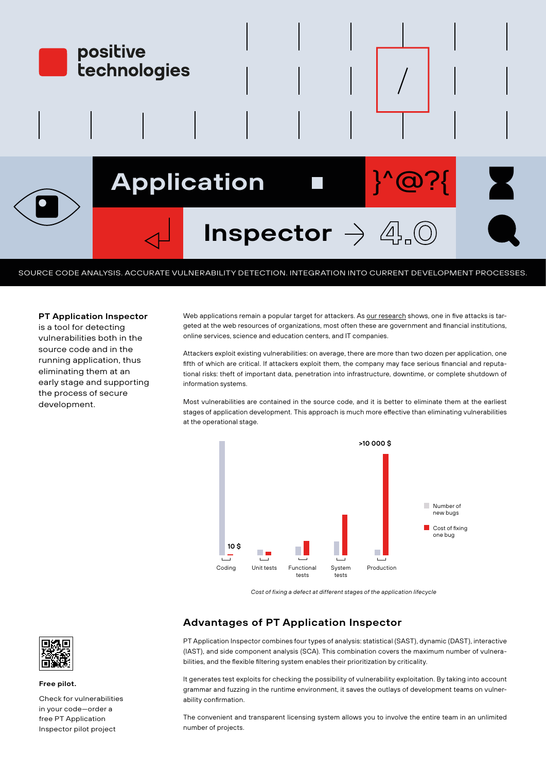positive technologies

# Application Inspector 4.0

SOURCE CODE ANALYSIS. ACCURATE VULNERABILITY DETECTION. INTEGRATION INTO CURRENT DEVELOPMENT PROCESSES.

**PT Application Inspector** is a tool for detecting vulnerabilities both in the source code and in the running application, thus eliminating them at an early stage and supporting the process of secure development.

Web applications remain a popular target for attackers. As our research shows, one in five attacks is targeted at the web resources of organizations, most often these are government and financial institutions, online services, science and education centers, and IT companies.

Attackers exploit existing vulnerabilities: on average, there are more than two dozen per application, one fifth of which are critical. If attackers exploit them, the company may face serious financial and reputational risks: theft of important data, penetration into infrastructure, downtime, or complete shutdown of information systems.

Most vulnerabilities are contained in the source code, and it is better to eliminate them at the earliest stages of application development. This approach is much more effective than eliminating vulnerabilities at the operational stage.

>10 000 $

10 $

Coding | Unit tests | Functional tests | System tests | Production

Number of new bugs

Cost of fixing one bug

*Cost of fixing a defect at different stages of the application lifecycle*

## Advantages of PT Application Inspector

PT Application Inspector combines four types of analysis: statistical (SAST), dynamic (DAST), interactive (IAST), and side component analysis (SCA). This combination covers the maximum number of vulnerabilities, and the flexible filtering system enables their prioritization by criticality.

It generates test exploits for checking the possibility of vulnerability exploitation. By taking into account grammar and fuzzing in the runtime environment, it saves the outlays of development teams on vulnerability confirmation.

The convenient and transparent licensing system allows you to involve the entire team in an unlimited number of projects.

**Free pilot.**

Check for vulnerabilities in your code—order a free PT Application Inspector pilot project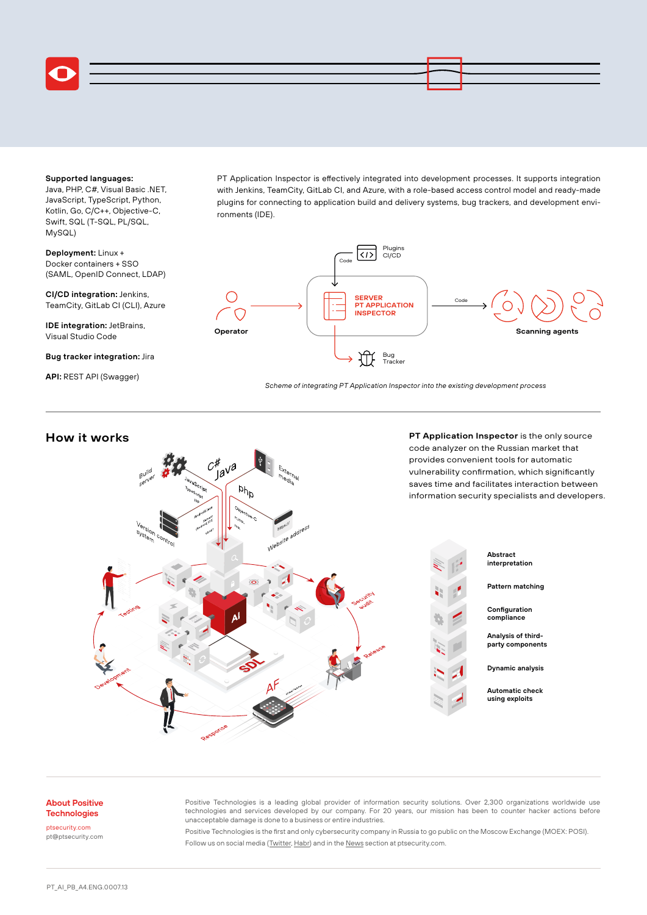**Supported languages:**
Java, PHP, C#, Visual Basic .NET, JavaScript, TypeScript, Python, Kotlin, Go, C/C++, Objective-C, Swift, SQL (T-SQL, PL/SQL, MySQL)

**Deployment:** Linux + Docker containers + SSO (SAML, OpenID Connect, LDAP)

**CI/CD integration:** Jenkins, TeamCity, GitLab CI (CLI), Azure

**IDE integration:** JetBrains, Visual Studio Code

**Bug tracker integration:** Jira

**API:** REST API (Swagger)

PT Application Inspector is effectively integrated into development processes. It supports integration with Jenkins, TeamCity, GitLab CI, and Azure, with a role-based access control model and ready-made plugins for connecting to application build and delivery systems, bug trackers, and development environments (IDE).

Plugins CI/CD
Code
SERVER PT APPLICATION INSPECTOR
Operator
Code
Scanning agents
Bug Tracker

*Scheme of integrating PT Application Inspector into the existing development process*

## How it works

**PT Application Inspector** is the only source code analyzer on the Russian market that provides convenient tools for automatic vulnerability confirmation, which significantly saves time and facilitates interaction between information security specialists and developers.

Abstract interpretation
Pattern matching
Configuration compliance
Analysis of third-party components
Dynamic analysis
Automatic check using exploits

## About Positive Technologies

ptsecurity.com
pt@ptsecurity.com

Positive Technologies is a leading global provider of information security solutions. Over 2,300 organizations worldwide use technologies and services developed by our company. For 20 years, our mission has been to counter hacker actions before unacceptable damage is done to a business or entire industries.

Positive Technologies is the first and only cybersecurity company in Russia to go public on the Moscow Exchange (MOEX: POSI).

Follow us on social media (Twitter, Habr) and in the News section at ptsecurity.com.

PT_AI_PB_A4.ENG.0007.13